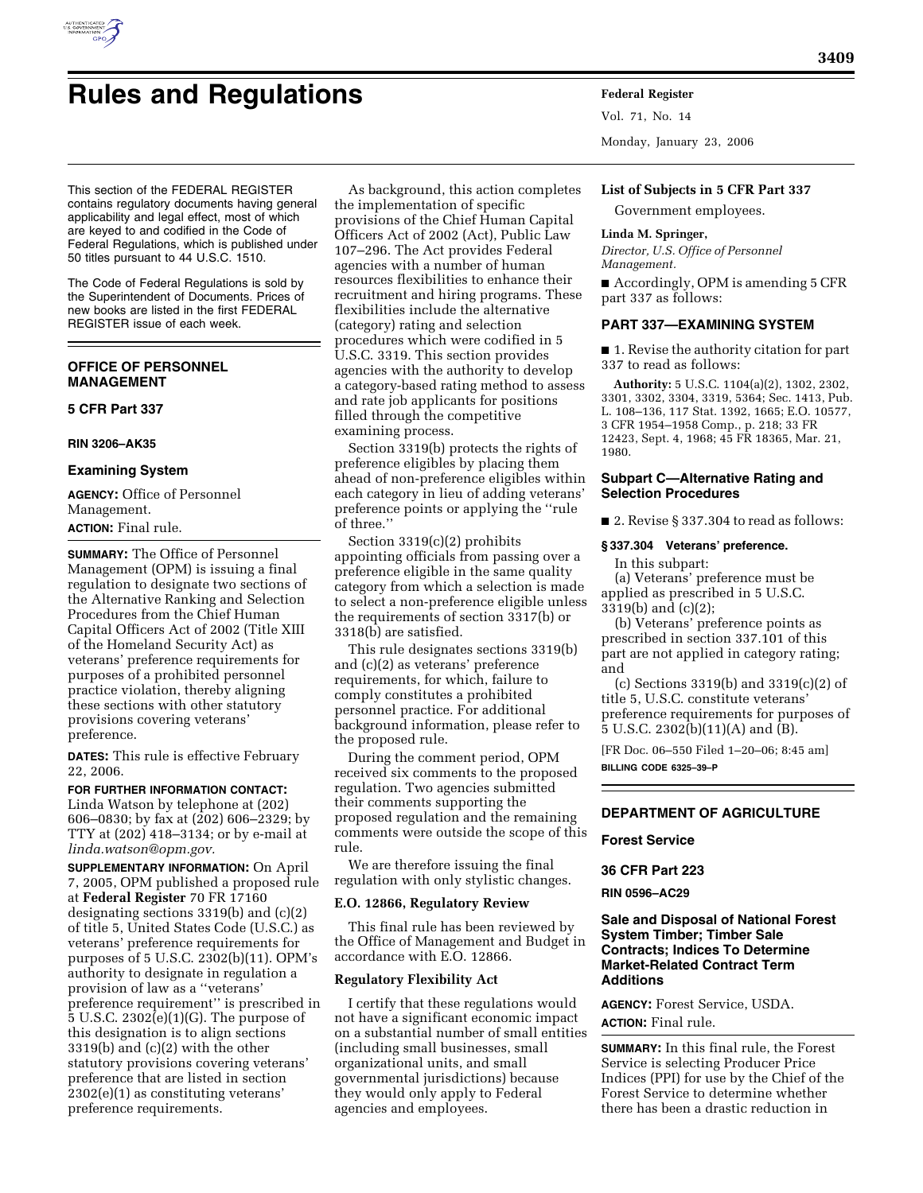# Rules and Regulations

This section of the FEDERAL REGISTER contains regulatory documents having general applicability and legal effect, most of which are keyed to and codified in the Code of Federal Regulations, which is published under 50 titles pursuant to 44 U.S.C. 1510.

The Code of Federal Regulations is sold by the Superintendent of Documents. Prices of new books are listed in the first FEDERAL REGISTER issue of each week.

## OFFICE OF PERSONNEL MANAGEMENT

### 5 CFR Part 337

**RIN 3206–AK35**

### Examining System

**AGENCY:** Office of Personnel Management.

**ACTION:** Final rule.

**SUMMARY:** The Office of Personnel Management (OPM) is issuing a final regulation to designate two sections of the Alternative Ranking and Selection Procedures from the Chief Human Capital Officers Act of 2002 (Title XIII of the Homeland Security Act) as veterans' preference requirements for purposes of a prohibited personnel practice violation, thereby aligning these sections with other statutory provisions covering veterans' preference.

**DATES:** This rule is effective February 22, 2006.

**FOR FURTHER INFORMATION CONTACT:** Linda Watson by telephone at (202) 606–0830; by fax at (202) 606–2329; by TTY at (202) 418–3134; or by e-mail at *linda.watson@opm.gov.*

**SUPPLEMENTARY INFORMATION:** On April 7, 2005, OPM published a proposed rule at **Federal Register** 70 FR 17160 designating sections 3319(b) and (c)(2) of title 5, United States Code (U.S.C.) as veterans' preference requirements for purposes of 5 U.S.C. 2302(b)(11). OPM's authority to designate in regulation a provision of law as a ''veterans' preference requirement'' is prescribed in 5 U.S.C. 2302(e)(1)(G). The purpose of this designation is to align sections 3319(b) and (c)(2) with the other statutory provisions covering veterans' preference that are listed in section 2302(e)(1) as constituting veterans' preference requirements.

As background, this action completes the implementation of specific provisions of the Chief Human Capital Officers Act of 2002 (Act), Public Law 107–296. The Act provides Federal agencies with a number of human resources flexibilities to enhance their recruitment and hiring programs. These flexibilities include the alternative (category) rating and selection procedures which were codified in 5 U.S.C. 3319. This section provides agencies with the authority to develop a category-based rating method to assess and rate job applicants for positions filled through the competitive examining process.

Section 3319(b) protects the rights of preference eligibles by placing them ahead of non-preference eligibles within each category in lieu of adding veterans' preference points or applying the ''rule of three.''

Section 3319(c)(2) prohibits appointing officials from passing over a preference eligible in the same quality category from which a selection is made to select a non-preference eligible unless the requirements of section 3317(b) or 3318(b) are satisfied.

This rule designates sections 3319(b) and (c)(2) as veterans' preference requirements, for which, failure to comply constitutes a prohibited personnel practice. For additional background information, please refer to the proposed rule.

During the comment period, OPM received six comments to the proposed regulation. Two agencies submitted their comments supporting the proposed regulation and the remaining comments were outside the scope of this rule.

We are therefore issuing the final regulation with only stylistic changes.

#### E.O. 12866, Regulatory Review

This final rule has been reviewed by the Office of Management and Budget in accordance with E.O. 12866.

#### Regulatory Flexibility Act

I certify that these regulations would not have a significant economic impact on a substantial number of small entities (including small businesses, small organizational units, and small governmental jurisdictions) because they would only apply to Federal agencies and employees.

#### List of Subjects in 5 CFR Part 337

Government employees.

**Linda M. Springer,**

*Director, U.S. Office of Personnel Management.*

■ Accordingly, OPM is amending 5 CFR part 337 as follows:

#### PART 337—EXAMINING SYSTEM

■ 1. Revise the authority citation for part 337 to read as follows:

**Authority:** 5 U.S.C. 1104(a)(2), 1302, 2302, 3301, 3302, 3304, 3319, 5364; Sec. 1413, Pub. L. 108–136, 117 Stat. 1392, 1665; E.O. 10577, 3 CFR 1954–1958 Comp., p. 218; 33 FR 12423, Sept. 4, 1968; 45 FR 18365, Mar. 21, 1980.

#### Subpart C—Alternative Rating and Selection Procedures

■ 2. Revise § 337.304 to read as follows:

**§ 337.304 Veterans' preference.**

In this subpart:

(a) Veterans' preference must be applied as prescribed in 5 U.S.C. 3319(b) and (c)(2);

(b) Veterans' preference points as prescribed in section 337.101 of this part are not applied in category rating; and

(c) Sections 3319(b) and 3319(c)(2) of title 5, U.S.C. constitute veterans' preference requirements for purposes of 5 U.S.C. 2302(b)(11)(A) and (B).

[FR Doc. 06–550 Filed 1–20–06; 8:45 am]

**BILLING CODE 6325–39–P**

## DEPARTMENT OF AGRICULTURE

### Forest Service

### 36 CFR Part 223

**RIN 0596–AC29**

### Sale and Disposal of National Forest System Timber; Timber Sale Contracts; Indices To Determine Market-Related Contract Term Additions

**AGENCY:** Forest Service, USDA.

**ACTION:** Final rule.

**SUMMARY:** In this final rule, the Forest Service is selecting Producer Price Indices (PPI) for use by the Chief of the Forest Service to determine whether there has been a drastic reduction in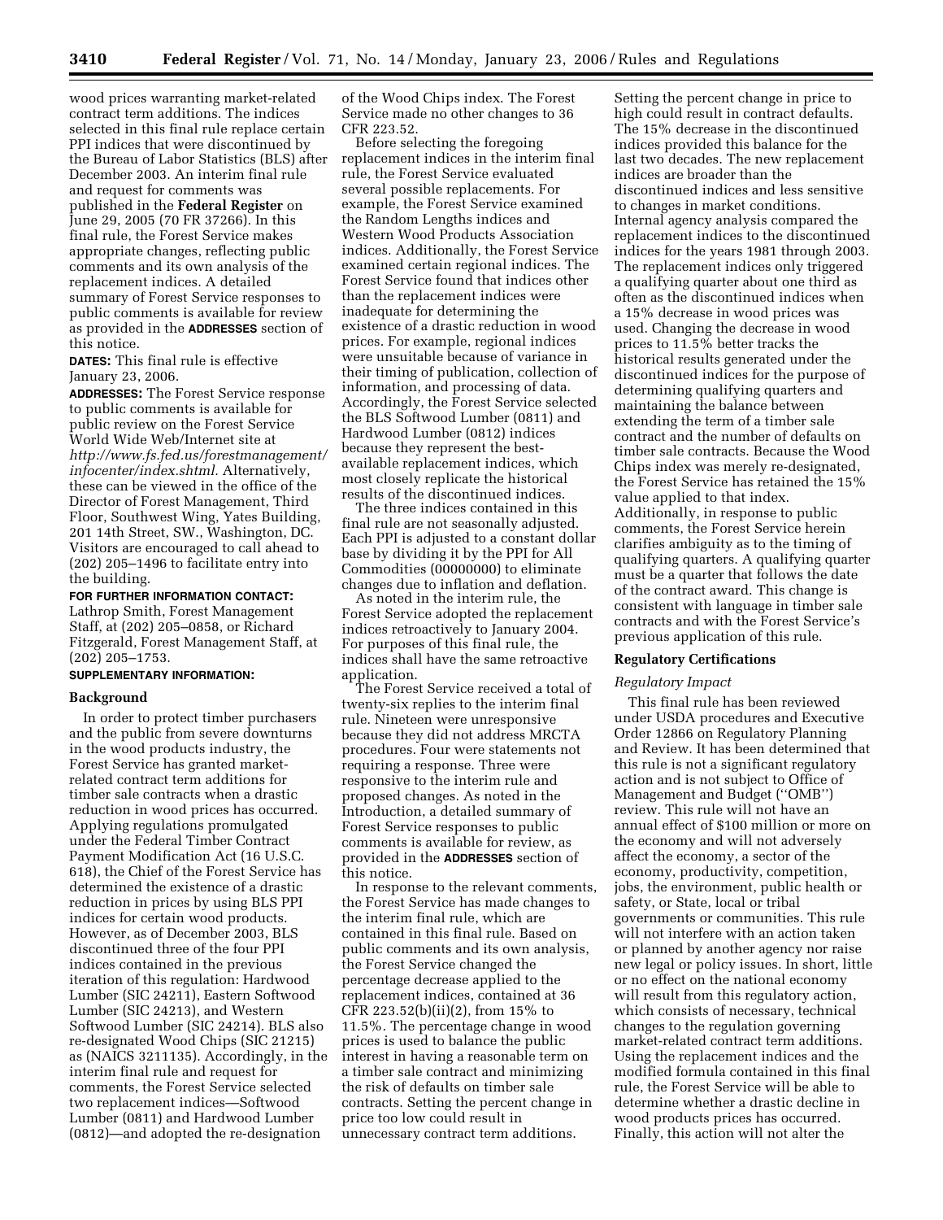wood prices warranting market-related contract term additions. The indices selected in this final rule replace certain PPI indices that were discontinued by the Bureau of Labor Statistics (BLS) after December 2003. An interim final rule and request for comments was published in the **Federal Register** on June 29, 2005 (70 FR 37266). In this final rule, the Forest Service makes appropriate changes, reflecting public comments and its own analysis of the replacement indices. A detailed summary of Forest Service responses to public comments is available for review as provided in the **ADDRESSES** section of this notice.

**DATES:** This final rule is effective January 23, 2006.

**ADDRESSES:** The Forest Service response to public comments is available for public review on the Forest Service World Wide Web/Internet site at *http://www.fs.fed.us/forestmanagement/infocenter/index.shtml.* Alternatively, these can be viewed in the office of the Director of Forest Management, Third Floor, Southwest Wing, Yates Building, 201 14th Street, SW., Washington, DC. Visitors are encouraged to call ahead to (202) 205–1496 to facilitate entry into the building.

**FOR FURTHER INFORMATION CONTACT:** Lathrop Smith, Forest Management Staff, at (202) 205–0858, or Richard Fitzgerald, Forest Management Staff, at (202) 205–1753.

**SUPPLEMENTARY INFORMATION:**

## Background

In order to protect timber purchasers and the public from severe downturns in the wood products industry, the Forest Service has granted market-related contract term additions for timber sale contracts when a drastic reduction in wood prices has occurred. Applying regulations promulgated under the Federal Timber Contract Payment Modification Act (16 U.S.C. 618), the Chief of the Forest Service has determined the existence of a drastic reduction in prices by using BLS PPI indices for certain wood products. However, as of December 2003, BLS discontinued three of the four PPI indices contained in the previous iteration of this regulation: Hardwood Lumber (SIC 24211), Eastern Softwood Lumber (SIC 24213), and Western Softwood Lumber (SIC 24214). BLS also re-designated Wood Chips (SIC 21215) as (NAICS 3211135). Accordingly, in the interim final rule and request for comments, the Forest Service selected two replacement indices—Softwood Lumber (0811) and Hardwood Lumber (0812)—and adopted the re-designation of the Wood Chips index. The Forest Service made no other changes to 36 CFR 223.52.

Before selecting the foregoing replacement indices in the interim final rule, the Forest Service evaluated several possible replacements. For example, the Forest Service examined the Random Lengths indices and Western Wood Products Association indices. Additionally, the Forest Service examined certain regional indices. The Forest Service found that indices other than the replacement indices were inadequate for determining the existence of a drastic reduction in wood prices. For example, regional indices were unsuitable because of variance in their timing of publication, collection of information, and processing of data. Accordingly, the Forest Service selected the BLS Softwood Lumber (0811) and Hardwood Lumber (0812) indices because they represent the best-available replacement indices, which most closely replicate the historical results of the discontinued indices.

The three indices contained in this final rule are not seasonally adjusted. Each PPI is adjusted to a constant dollar base by dividing it by the PPI for All Commodities (00000000) to eliminate changes due to inflation and deflation.

As noted in the interim rule, the Forest Service adopted the replacement indices retroactively to January 2004. For purposes of this final rule, the indices shall have the same retroactive application.

The Forest Service received a total of twenty-six replies to the interim final rule. Nineteen were unresponsive because they did not address MRCTA procedures. Four were statements not requiring a response. Three were responsive to the interim rule and proposed changes. As noted in the Introduction, a detailed summary of Forest Service responses to public comments is available for review, as provided in the **ADDRESSES** section of this notice.

In response to the relevant comments, the Forest Service has made changes to the interim final rule, which are contained in this final rule. Based on public comments and its own analysis, the Forest Service changed the percentage decrease applied to the replacement indices, contained at 36 CFR 223.52(b)(ii)(2), from 15% to 11.5%. The percentage change in wood prices is used to balance the public interest in having a reasonable term on a timber sale contract and minimizing the risk of defaults on timber sale contracts. Setting the percent change in price too low could result in unnecessary contract term additions. Setting the percent change in price to high could result in contract defaults. The 15% decrease in the discontinued indices provided this balance for the last two decades. The new replacement indices are broader than the discontinued indices and less sensitive to changes in market conditions. Internal agency analysis compared the replacement indices to the discontinued indices for the years 1981 through 2003. The replacement indices only triggered a qualifying quarter about one third as often as the discontinued indices when a 15% decrease in wood prices was used. Changing the decrease in wood prices to 11.5% better tracks the historical results generated under the discontinued indices for the purpose of determining qualifying quarters and maintaining the balance between extending the term of a timber sale contract and the number of defaults on timber sale contracts. Because the Wood Chips index was merely re-designated, the Forest Service has retained the 15% value applied to that index. Additionally, in response to public comments, the Forest Service herein clarifies ambiguity as to the timing of qualifying quarters. A qualifying quarter must be a quarter that follows the date of the contract award. This change is consistent with language in timber sale contracts and with the Forest Service's previous application of this rule.

## Regulatory Certifications

### *Regulatory Impact*

This final rule has been reviewed under USDA procedures and Executive Order 12866 on Regulatory Planning and Review. It has been determined that this rule is not a significant regulatory action and is not subject to Office of Management and Budget (''OMB'') review. This rule will not have an annual effect of $100 million or more on the economy and will not adversely affect the economy, a sector of the economy, productivity, competition, jobs, the environment, public health or safety, or State, local or tribal governments or communities. This rule will not interfere with an action taken or planned by another agency nor raise new legal or policy issues. In short, little or no effect on the national economy will result from this regulatory action, which consists of necessary, technical changes to the regulation governing market-related contract term additions. Using the replacement indices and the modified formula contained in this final rule, the Forest Service will be able to determine whether a drastic decline in wood products prices has occurred. Finally, this action will not alter the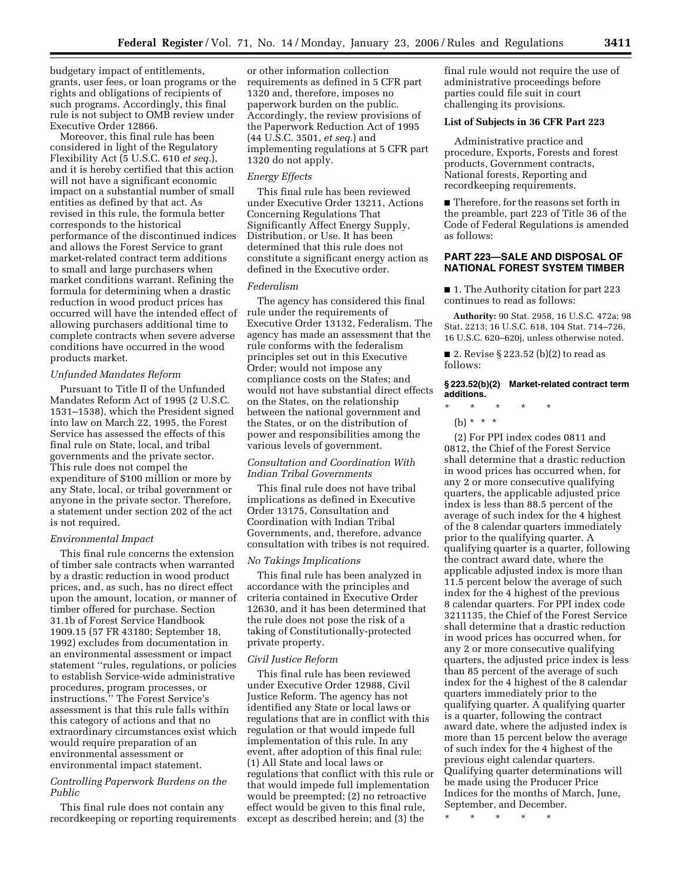budgetary impact of entitlements, grants, user fees, or loan programs or the rights and obligations of recipients of such programs. Accordingly, this final rule is not subject to OMB review under Executive Order 12866.

Moreover, this final rule has been considered in light of the Regulatory Flexibility Act (5 U.S.C. 610 *et seq.*), and it is hereby certified that this action will not have a significant economic impact on a substantial number of small entities as defined by that act. As revised in this rule, the formula better corresponds to the historical performance of the discontinued indices and allows the Forest Service to grant market-related contract term additions to small and large purchasers when market conditions warrant. Refining the formula for determining when a drastic reduction in wood product prices has occurred will have the intended effect of allowing purchasers additional time to complete contracts when severe adverse conditions have occurred in the wood products market.

*Unfunded Mandates Reform*

Pursuant to Title II of the Unfunded Mandates Reform Act of 1995 (2 U.S.C. 1531–1538), which the President signed into law on March 22, 1995, the Forest Service has assessed the effects of this final rule on State, local, and tribal governments and the private sector. This rule does not compel the expenditure of $100 million or more by any State, local, or tribal government or anyone in the private sector. Therefore, a statement under section 202 of the act is not required.

*Environmental Impact*

This final rule concerns the extension of timber sale contracts when warranted by a drastic reduction in wood product prices, and, as such, has no direct effect upon the amount, location, or manner of timber offered for purchase. Section 31.1b of Forest Service Handbook 1909.15 (57 FR 43180; September 18, 1992) excludes from documentation in an environmental assessment or impact statement "rules, regulations, or policies to establish Service-wide administrative procedures, program processes, or instructions." The Forest Service's assessment is that this rule falls within this category of actions and that no extraordinary circumstances exist which would require preparation of an environmental assessment or environmental impact statement.

*Controlling Paperwork Burdens on the Public*

This final rule does not contain any recordkeeping or reporting requirements or other information collection requirements as defined in 5 CFR part 1320 and, therefore, imposes no paperwork burden on the public. Accordingly, the review provisions of the Paperwork Reduction Act of 1995 (44 U.S.C. 3501, *et seq.*) and implementing regulations at 5 CFR part 1320 do not apply.

*Energy Effects*

This final rule has been reviewed under Executive Order 13211, Actions Concerning Regulations That Significantly Affect Energy Supply, Distribution, or Use. It has been determined that this rule does not constitute a significant energy action as defined in the Executive order.

*Federalism*

The agency has considered this final rule under the requirements of Executive Order 13132, Federalism. The agency has made an assessment that the rule conforms with the federalism principles set out in this Executive Order; would not impose any compliance costs on the States; and would not have substantial direct effects on the States, on the relationship between the national government and the States, or on the distribution of power and responsibilities among the various levels of government.

*Consultation and Coordination With Indian Tribal Governments*

This final rule does not have tribal implications as defined in Executive Order 13175, Consultation and Coordination with Indian Tribal Governments, and, therefore, advance consultation with tribes is not required.

*No Takings Implications*

This final rule has been analyzed in accordance with the principles and criteria contained in Executive Order 12630, and it has been determined that the rule does not pose the risk of a taking of Constitutionally-protected private property.

*Civil Justice Reform*

This final rule has been reviewed under Executive Order 12988, Civil Justice Reform. The agency has not identified any State or local laws or regulations that are in conflict with this regulation or that would impede full implementation of this rule. In any event, after adoption of this final rule: (1) All State and local laws or regulations that conflict with this rule or that would impede full implementation would be preempted; (2) no retroactive effect would be given to this final rule, except as described herein; and (3) the final rule would not require the use of administrative proceedings before parties could file suit in court challenging its provisions.

**List of Subjects in 36 CFR Part 223**

Administrative practice and procedure, Exports, Forests and forest products, Government contracts, National forests, Reporting and recordkeeping requirements.

■ Therefore, for the reasons set forth in the preamble, part 223 of Title 36 of the Code of Federal Regulations is amended as follows:

## PART 223—SALE AND DISPOSAL OF NATIONAL FOREST SYSTEM TIMBER

■ 1. The Authority citation for part 223 continues to read as follows:

**Authority:** 90 Stat. 2958, 16 U.S.C. 472a; 98 Stat. 2213; 16 U.S.C. 618, 104 Stat. 714–726, 16 U.S.C. 620–620j, unless otherwise noted.

■ 2. Revise § 223.52 (b)(2) to read as follows:

**§ 223.52(b)(2) Market-related contract term additions.**

\* \* \* \* \*

(b) \* \* \*

(2) For PPI index codes 0811 and 0812, the Chief of the Forest Service shall determine that a drastic reduction in wood prices has occurred when, for any 2 or more consecutive qualifying quarters, the applicable adjusted price index is less than 88.5 percent of the average of such index for the 4 highest of the 8 calendar quarters immediately prior to the qualifying quarter. A qualifying quarter is a quarter, following the contract award date, where the applicable adjusted index is more than 11.5 percent below the average of such index for the 4 highest of the previous 8 calendar quarters. For PPI index code 3211135, the Chief of the Forest Service shall determine that a drastic reduction in wood prices has occurred when, for any 2 or more consecutive qualifying quarters, the adjusted price index is less than 85 percent of the average of such index for the 4 highest of the 8 calendar quarters immediately prior to the qualifying quarter. A qualifying quarter is a quarter, following the contract award date, where the adjusted index is more than 15 percent below the average of such index for the 4 highest of the previous eight calendar quarters. Qualifying quarter determinations will be made using the Producer Price Indices for the months of March, June, September, and December.

\* \* \* \* \*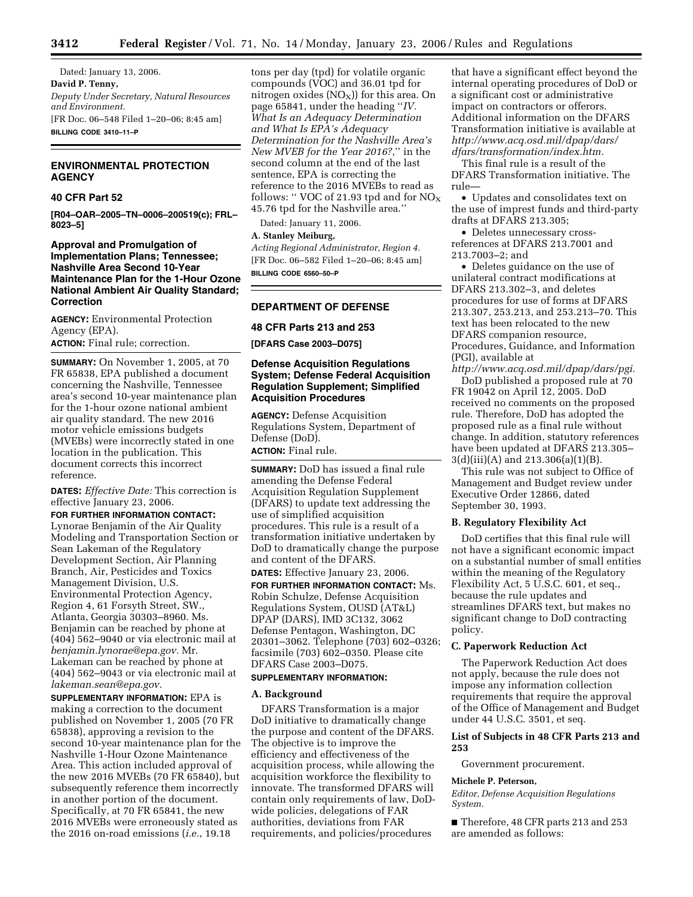Dated: January 13, 2006.

**David P. Tenny,**

*Deputy Under Secretary, Natural Resources and Environment.*

[FR Doc. 06–548 Filed 1–20–06; 8:45 am]

**BILLING CODE 3410–11–P**

## ENVIRONMENTAL PROTECTION AGENCY

### 40 CFR Part 52

**[R04–OAR–2005–TN–0006–200519(c); FRL–8023–5]**

### Approval and Promulgation of Implementation Plans; Tennessee; Nashville Area Second 10-Year Maintenance Plan for the 1-Hour Ozone National Ambient Air Quality Standard; Correction

**AGENCY:** Environmental Protection Agency (EPA).

**ACTION:** Final rule; correction.

**SUMMARY:** On November 1, 2005, at 70 FR 65838, EPA published a document concerning the Nashville, Tennessee area's second 10-year maintenance plan for the 1-hour ozone national ambient air quality standard. The new 2016 motor vehicle emissions budgets (MVEBs) were incorrectly stated in one location in the publication. This document corrects this incorrect reference.

**DATES:** *Effective Date:* This correction is effective January 23, 2006.

**FOR FURTHER INFORMATION CONTACT:** Lynorae Benjamin of the Air Quality Modeling and Transportation Section or Sean Lakeman of the Regulatory Development Section, Air Planning Branch, Air, Pesticides and Toxics Management Division, U.S. Environmental Protection Agency, Region 4, 61 Forsyth Street, SW., Atlanta, Georgia 30303–8960. Ms. Benjamin can be reached by phone at (404) 562–9040 or via electronic mail at *benjamin.lynorae@epa.gov.* Mr. Lakeman can be reached by phone at (404) 562–9043 or via electronic mail at *lakeman.sean@epa.gov.*

**SUPPLEMENTARY INFORMATION:** EPA is making a correction to the document published on November 1, 2005 (70 FR 65838), approving a revision to the second 10-year maintenance plan for the Nashville 1-Hour Ozone Maintenance Area. This action included approval of the new 2016 MVEBs (70 FR 65840), but subsequently reference them incorrectly in another portion of the document. Specifically, at 70 FR 65841, the new 2016 MVEBs were erroneously stated as the 2016 on-road emissions (*i.e.*, 19.18 tons per day (tpd) for volatile organic compounds (VOC) and 36.01 tpd for nitrogen oxides ($NO_X$)) for this area. On page 65841, under the heading ''*IV. What Is an Adequacy Determination and What Is EPA's Adequacy Determination for the Nashville Area's New MVEB for the Year 2016?*,'' in the second column at the end of the last sentence, EPA is correcting the reference to the 2016 MVEBs to read as follows: '' VOC of 21.93 tpd and for $NO_X$ 45.76 tpd for the Nashville area.''

Dated: January 11, 2006.

**A. Stanley Meiburg,**

*Acting Regional Administrator, Region 4.*

[FR Doc. 06–582 Filed 1–20–06; 8:45 am]

**BILLING CODE 6560–50–P**

## DEPARTMENT OF DEFENSE

### 48 CFR Parts 213 and 253

**[DFARS Case 2003–D075]**

### Defense Acquisition Regulations System; Defense Federal Acquisition Regulation Supplement; Simplified Acquisition Procedures

**AGENCY:** Defense Acquisition Regulations System, Department of Defense (DoD).

**ACTION:** Final rule.

**SUMMARY:** DoD has issued a final rule amending the Defense Federal Acquisition Regulation Supplement (DFARS) to update text addressing the use of simplified acquisition procedures. This rule is a result of a transformation initiative undertaken by DoD to dramatically change the purpose and content of the DFARS.

**DATES:** Effective January 23, 2006.

**FOR FURTHER INFORMATION CONTACT:** Ms. Robin Schulze, Defense Acquisition Regulations System, OUSD (AT&L) DPAP (DARS), IMD 3C132, 3062 Defense Pentagon, Washington, DC 20301–3062. Telephone (703) 602–0326; facsimile (703) 602–0350. Please cite DFARS Case 2003–D075.

**SUPPLEMENTARY INFORMATION:**

#### A. Background

DFARS Transformation is a major DoD initiative to dramatically change the purpose and content of the DFARS. The objective is to improve the efficiency and effectiveness of the acquisition process, while allowing the acquisition workforce the flexibility to innovate. The transformed DFARS will contain only requirements of law, DoD-wide policies, delegations of FAR authorities, deviations from FAR requirements, and policies/procedures that have a significant effect beyond the internal operating procedures of DoD or a significant cost or administrative impact on contractors or offerors. Additional information on the DFARS Transformation initiative is available at *http://www.acq.osd.mil/dpap/dars/dfars/transformation/index.htm.*

This final rule is a result of the DFARS Transformation initiative. The rule—

- Updates and consolidates text on the use of imprest funds and third-party drafts at DFARS 213.305;
- Deletes unnecessary cross-references at DFARS 213.7001 and 213.7003–2; and
- Deletes guidance on the use of unilateral contract modifications at DFARS 213.302–3, and deletes procedures for use of forms at DFARS 213.307, 253.213, and 253.213–70. This text has been relocated to the new DFARS companion resource, Procedures, Guidance, and Information (PGI), available at *http://www.acq.osd.mil/dpap/dars/pgi.*

DoD published a proposed rule at 70 FR 19042 on April 12, 2005. DoD received no comments on the proposed rule. Therefore, DoD has adopted the proposed rule as a final rule without change. In addition, statutory references have been updated at DFARS 213.305–3(d)(iii)(A) and 213.306(a)(1)(B).

This rule was not subject to Office of Management and Budget review under Executive Order 12866, dated September 30, 1993.

#### B. Regulatory Flexibility Act

DoD certifies that this final rule will not have a significant economic impact on a substantial number of small entities within the meaning of the Regulatory Flexibility Act, 5 U.S.C. 601, et seq., because the rule updates and streamlines DFARS text, but makes no significant change to DoD contracting policy.

#### C. Paperwork Reduction Act

The Paperwork Reduction Act does not apply, because the rule does not impose any information collection requirements that require the approval of the Office of Management and Budget under 44 U.S.C. 3501, et seq.

#### List of Subjects in 48 CFR Parts 213 and 253

Government procurement.

**Michele P. Peterson,**

*Editor, Defense Acquisition Regulations System.*

■ Therefore, 48 CFR parts 213 and 253 are amended as follows: